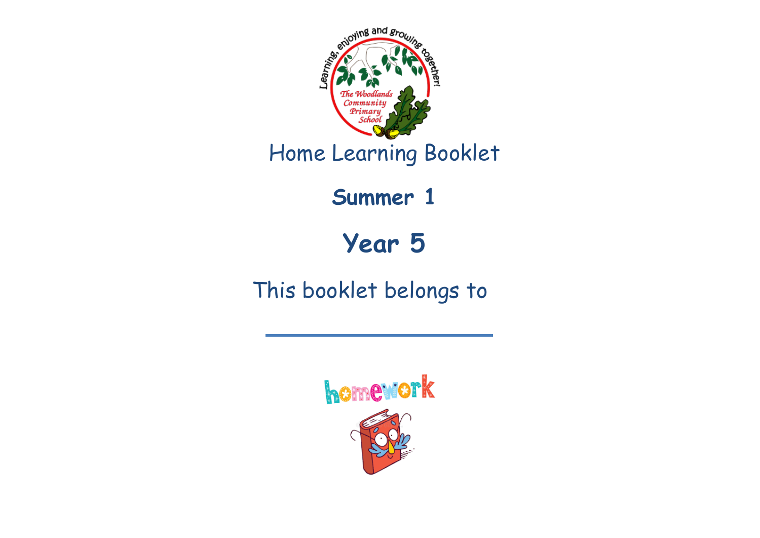# Home Learning Booklet

## Summer 1

## Year 5

This booklet belongs to

\_\_\_\_\_\_\_\_\_\_\_\_\_\_\_\_\_\_\_\_\_\_\_\_\_\_\_\_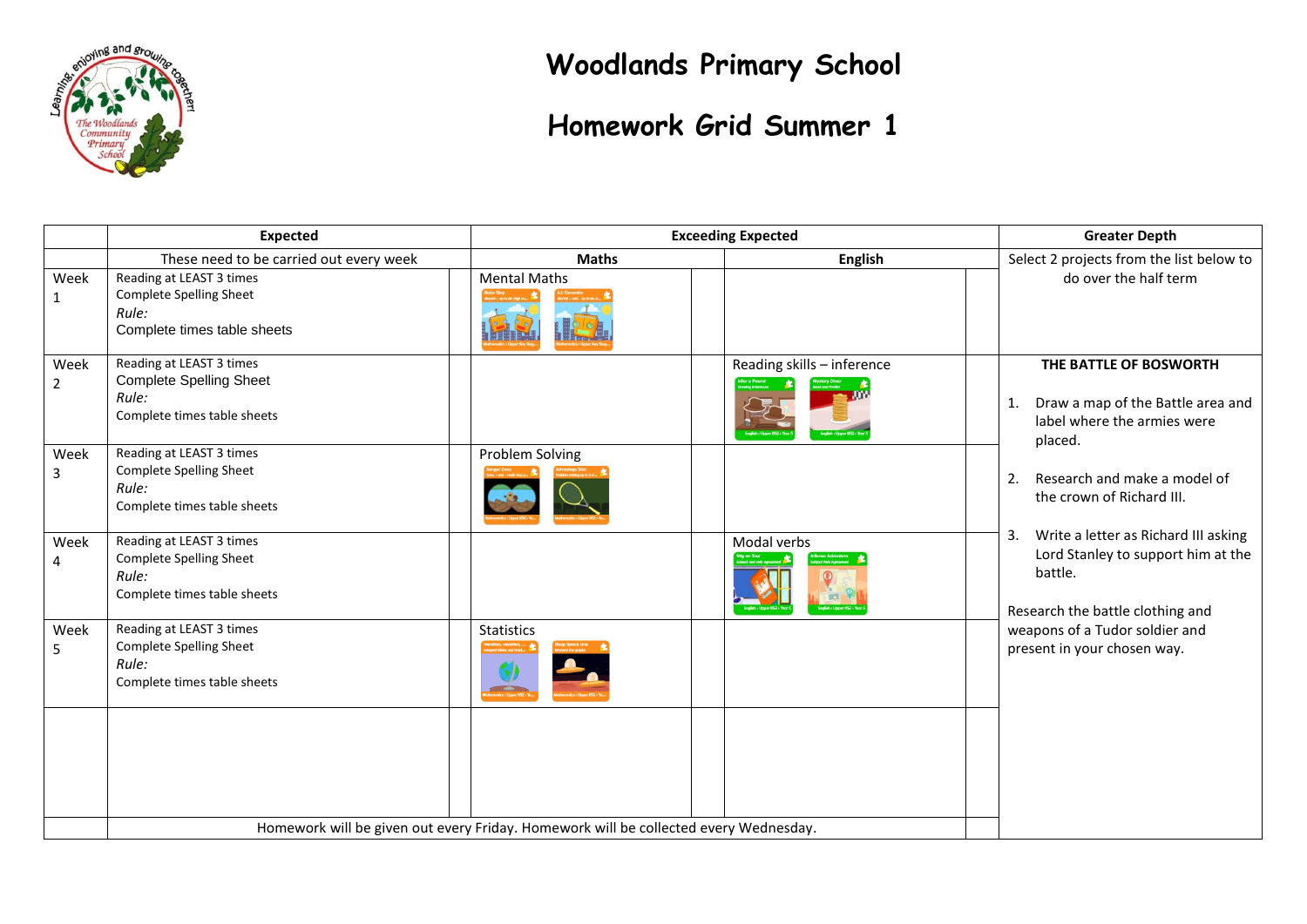# Woodlands Primary School

## Homework Grid Summer 1

| | Expected | Exceeding Expected | | Greater Depth |
|---|---|---|---|---|
| | These need to be carried out every week | Maths | English | Select 2 projects from the list below to do over the half term |
| Week 1 | Reading at LEAST 3 times<br>Complete Spelling Sheet<br>*Rule:*<br>Complete times table sheets | Mental Maths | | |
| Week 2 | Reading at LEAST 3 times<br>Complete Spelling Sheet<br>*Rule:*<br>Complete times table sheets | | Reading skills – inference | **THE BATTLE OF BOSWORTH**<br>1. Draw a map of the Battle area and label where the armies were placed.<br>2. Research and make a model of the crown of Richard III.<br>3. Write a letter as Richard III asking Lord Stanley to support him at the battle.<br>Research the battle clothing and weapons of a Tudor soldier and present in your chosen way. |
| Week 3 | Reading at LEAST 3 times<br>Complete Spelling Sheet<br>*Rule:*<br>Complete times table sheets | Problem Solving | | |
| Week 4 | Reading at LEAST 3 times<br>Complete Spelling Sheet<br>*Rule:*<br>Complete times table sheets | | Modal verbs | |
| Week 5 | Reading at LEAST 3 times<br>Complete Spelling Sheet<br>*Rule:*<br>Complete times table sheets | Statistics | | |
| | | | | |
| | Homework will be given out every Friday. Homework will be collected every Wednesday. | | | |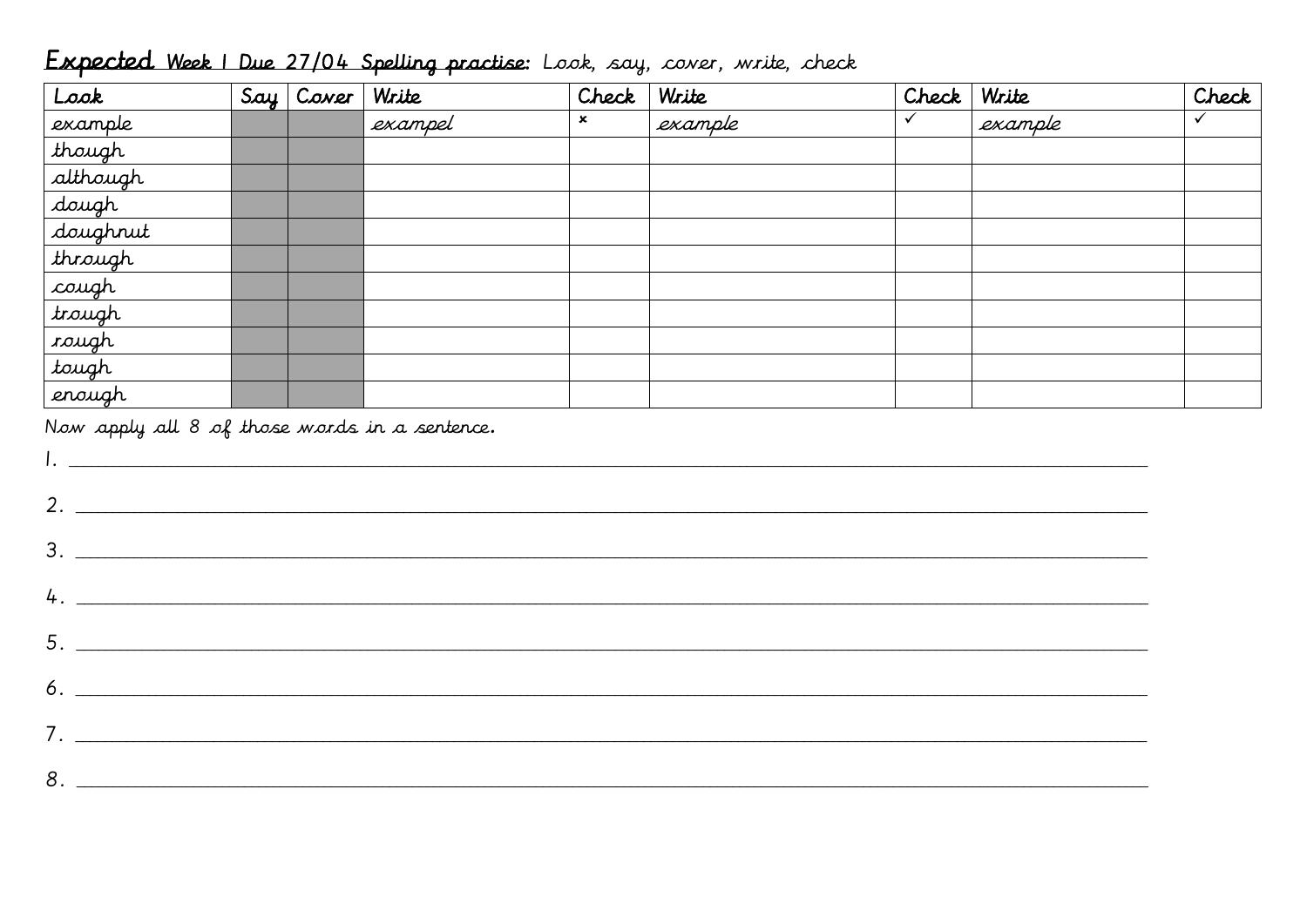**Expected** **Week 1 Due 27/04 Spelling practise:** Look, say, cover, write, check

| Look | Say | Cover | Write | Check | Write | Check | Write | Check |
|---|---|---|---|---|---|---|---|---|
| example | | | exampel | × | example | ✓ | example | ✓ |
| though | | | | | | | | |
| although | | | | | | | | |
| dough | | | | | | | | |
| doughnut | | | | | | | | |
| through | | | | | | | | |
| cough | | | | | | | | |
| trough | | | | | | | | |
| rough | | | | | | | | |
| tough | | | | | | | | |
| enough | | | | | | | | |

Now apply all 8 of those words in a sentence.

1. ______________________________________________________________________

2. ______________________________________________________________________

3. ______________________________________________________________________

4. ______________________________________________________________________

5. ______________________________________________________________________

6. ______________________________________________________________________

7. ______________________________________________________________________

8. ______________________________________________________________________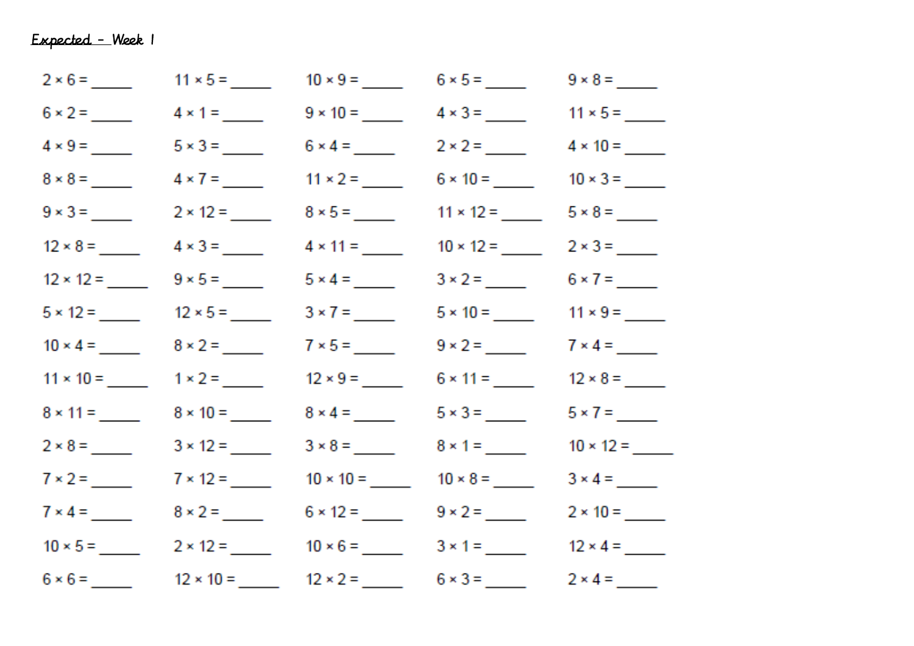Expected – Week 1

| | | | | |
|---|---|---|---|---|
| 2 × 6 = _____ | 11 × 5 = _____ | 10 × 9 = _____ | 6 × 5 = _____ | 9 × 8 = _____ |
| 6 × 2 = _____ | 4 × 1 = _____ | 9 × 10 = _____ | 4 × 3 = _____ | 11 × 5 = _____ |
| 4 × 9 = _____ | 5 × 3 = _____ | 6 × 4 = _____ | 2 × 2 = _____ | 4 × 10 = _____ |
| 8 × 8 = _____ | 4 × 7 = _____ | 11 × 2 = _____ | 6 × 10 = _____ | 10 × 3 = _____ |
| 9 × 3 = _____ | 2 × 12 = _____ | 8 × 5 = _____ | 11 × 12 = _____ | 5 × 8 = _____ |
| 12 × 8 = _____ | 4 × 3 = _____ | 4 × 11 = _____ | 10 × 12 = _____ | 2 × 3 = _____ |
| 12 × 12 = _____ | 9 × 5 = _____ | 5 × 4 = _____ | 3 × 2 = _____ | 6 × 7 = _____ |
| 5 × 12 = _____ | 12 × 5 = _____ | 3 × 7 = _____ | 5 × 10 = _____ | 11 × 9 = _____ |
| 10 × 4 = _____ | 8 × 2 = _____ | 7 × 5 = _____ | 9 × 2 = _____ | 7 × 4 = _____ |
| 11 × 10 = _____ | 1 × 2 = _____ | 12 × 9 = _____ | 6 × 11 = _____ | 12 × 8 = _____ |
| 8 × 11 = _____ | 8 × 10 = _____ | 8 × 4 = _____ | 5 × 3 = _____ | 5 × 7 = _____ |
| 2 × 8 = _____ | 3 × 12 = _____ | 3 × 8 = _____ | 8 × 1 = _____ | 10 × 12 = _____ |
| 7 × 2 = _____ | 7 × 12 = _____ | 10 × 10 = _____ | 10 × 8 = _____ | 3 × 4 = _____ |
| 7 × 4 = _____ | 8 × 2 = _____ | 6 × 12 = _____ | 9 × 2 = _____ | 2 × 10 = _____ |
| 10 × 5 = _____ | 2 × 12 = _____ | 10 × 6 = _____ | 3 × 1 = _____ | 12 × 4 = _____ |
| 6 × 6 = _____ | 12 × 10 = _____ | 12 × 2 = _____ | 6 × 3 = _____ | 2 × 4 = _____ |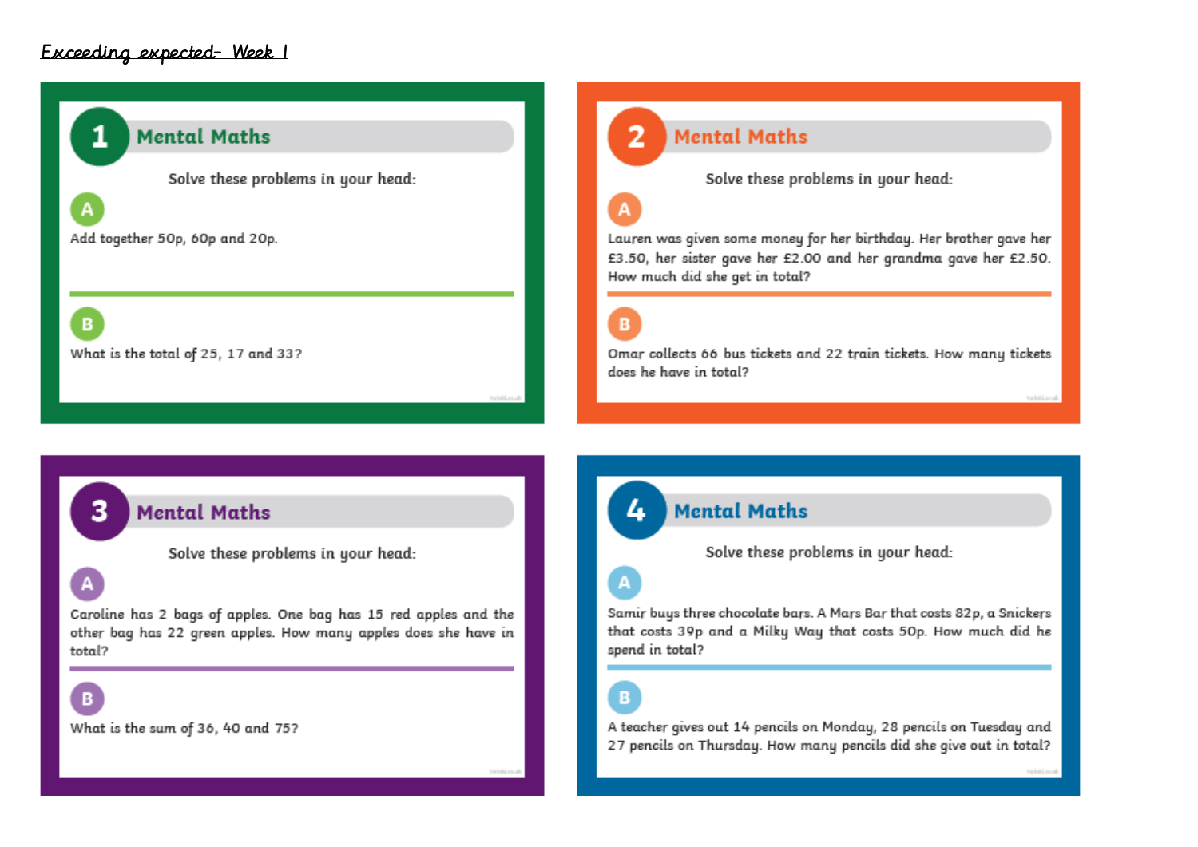*Exceeding expected- Week 1*

## 1 Mental Maths

Solve these problems in your head:

**A**

Add together 50p, 60p and 20p.

**B**

What is the total of 25, 17 and 33?

## 2 Mental Maths

Solve these problems in your head:

**A**

Lauren was given some money for her birthday. Her brother gave her £3.50, her sister gave her £2.00 and her grandma gave her £2.50. How much did she get in total?

**B**

Omar collects 66 bus tickets and 22 train tickets. How many tickets does he have in total?

## 3 Mental Maths

Solve these problems in your head:

**A**

Caroline has 2 bags of apples. One bag has 15 red apples and the other bag has 22 green apples. How many apples does she have in total?

**B**

What is the sum of 36, 40 and 75?

## 4 Mental Maths

Solve these problems in your head:

**A**

Samir buys three chocolate bars. A Mars Bar that costs 82p, a Snickers that costs 39p and a Milky Way that costs 50p. How much did he spend in total?

**B**

A teacher gives out 14 pencils on Monday, 28 pencils on Tuesday and 27 pencils on Thursday. How many pencils did she give out in total?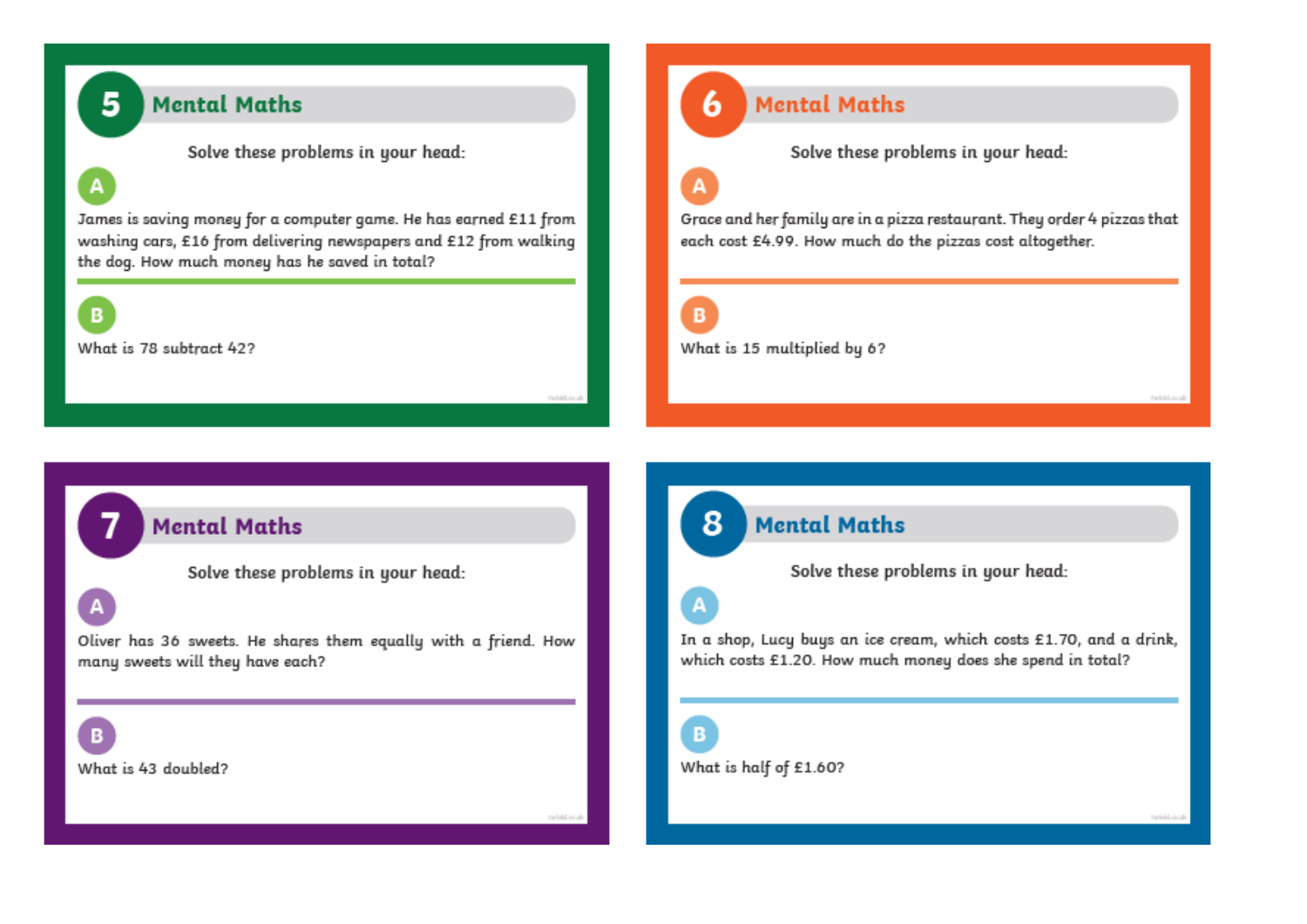## 5 Mental Maths

Solve these problems in your head:

**A**

James is saving money for a computer game. He has earned £11 from washing cars, £16 from delivering newspapers and £12 from walking the dog. How much money has he saved in total?

**B**

What is 78 subtract 42?

## 6 Mental Maths

Solve these problems in your head:

**A**

Grace and her family are in a pizza restaurant. They order 4 pizzas that each cost £4.99. How much do the pizzas cost altogether.

**B**

What is 15 multiplied by 6?

## 7 Mental Maths

Solve these problems in your head:

**A**

Oliver has 36 sweets. He shares them equally with a friend. How many sweets will they have each?

**B**

What is 43 doubled?

## 8 Mental Maths

Solve these problems in your head:

**A**

In a shop, Lucy buys an ice cream, which costs £1.70, and a drink, which costs £1.20. How much money does she spend in total?

**B**

What is half of £1.60?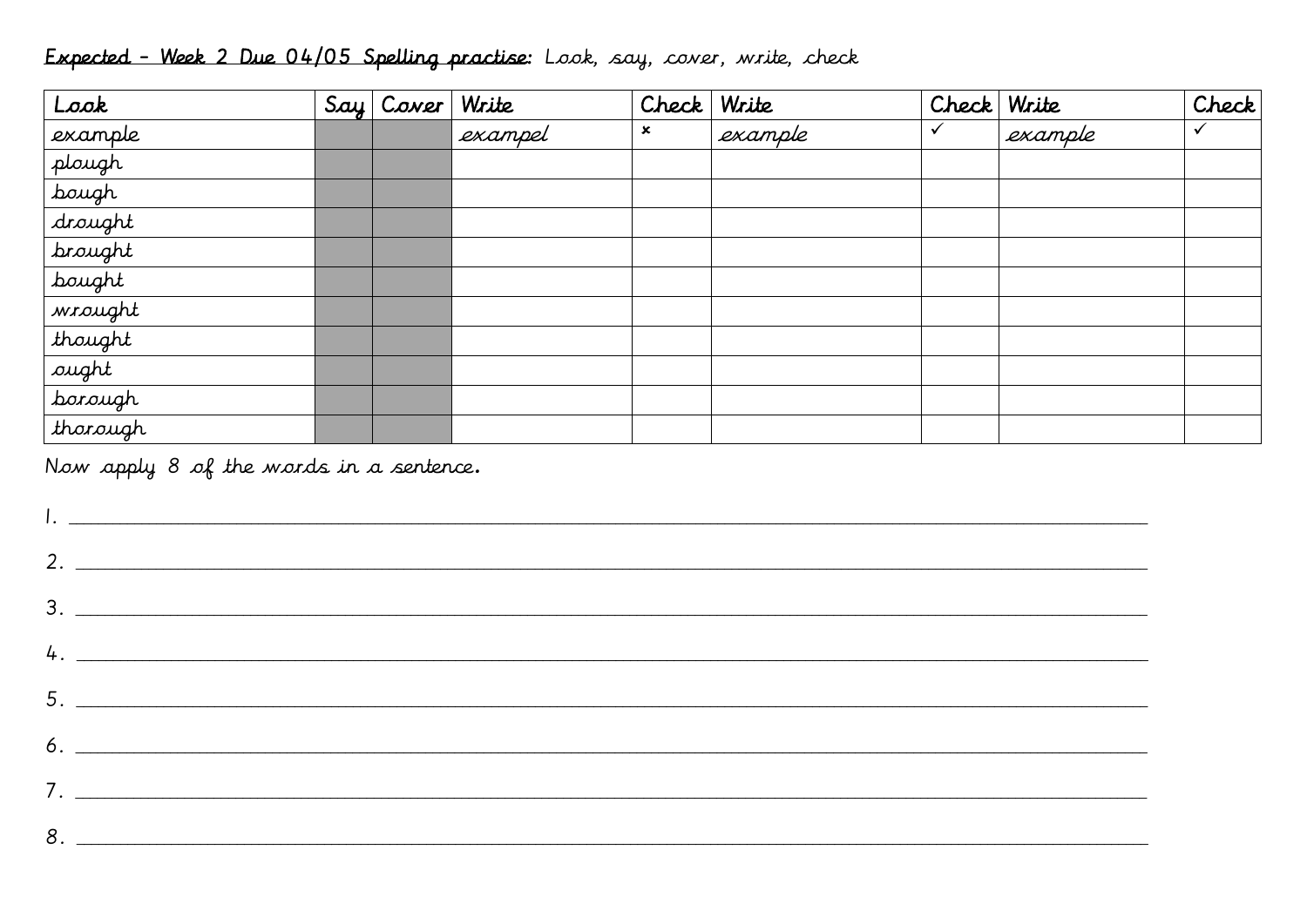**Expected – Week 2 Due 04/05 Spelling practise:** Look, say, cover, write, check

| Look | Say | Cover | Write | Check | Write | Check | Write | Check |
|---|---|---|---|---|---|---|---|---|
| example | | | exampel | × | example | ✓ | example | ✓ |
| plough | | | | | | | | |
| bough | | | | | | | | |
| drought | | | | | | | | |
| brought | | | | | | | | |
| bought | | | | | | | | |
| wrought | | | | | | | | |
| thought | | | | | | | | |
| ought | | | | | | | | |
| borough | | | | | | | | |
| thorough | | | | | | | | |

Now apply 8 of the words in a sentence.

1. ______________________________________________

2. ______________________________________________

3. ______________________________________________

4. ______________________________________________

5. ______________________________________________

6. ______________________________________________

7. ______________________________________________

8. ______________________________________________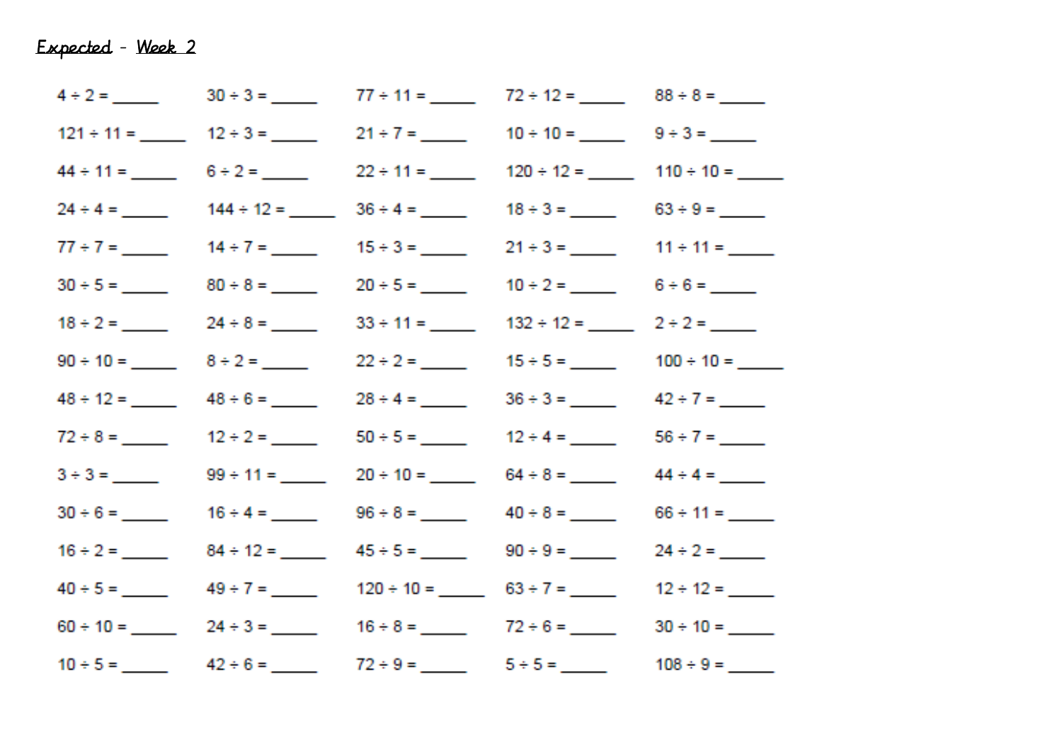<u>Expected</u> - <u>Week 2</u>

| | | | | |
|---|---|---|---|---|
| $4 \div 2 =$ _____ | $30 \div 3 =$ _____ | $77 \div 11 =$ _____ | $72 \div 12 =$ _____ | $88 \div 8 =$ _____ |
| $121 \div 11 =$ _____ | $12 \div 3 =$ _____ | $21 \div 7 =$ _____ | $10 \div 10 =$ _____ | $9 \div 3 =$ _____ |
| $44 \div 11 =$ _____ | $6 \div 2 =$ _____ | $22 \div 11 =$ _____ | $120 \div 12 =$ _____ | $110 \div 10 =$ _____ |
| $24 \div 4 =$ _____ | $144 \div 12 =$ _____ | $36 \div 4 =$ _____ | $18 \div 3 =$ _____ | $63 \div 9 =$ _____ |
| $77 \div 7 =$ _____ | $14 \div 7 =$ _____ | $15 \div 3 =$ _____ | $21 \div 3 =$ _____ | $11 \div 11 =$ _____ |
| $30 \div 5 =$ _____ | $80 \div 8 =$ _____ | $20 \div 5 =$ _____ | $10 \div 2 =$ _____ | $6 \div 6 =$ _____ |
| $18 \div 2 =$ _____ | $24 \div 8 =$ _____ | $33 \div 11 =$ _____ | $132 \div 12 =$ _____ | $2 \div 2 =$ _____ |
| $90 \div 10 =$ _____ | $8 \div 2 =$ _____ | $22 \div 2 =$ _____ | $15 \div 5 =$ _____ | $100 \div 10 =$ _____ |
| $48 \div 12 =$ _____ | $48 \div 6 =$ _____ | $28 \div 4 =$ _____ | $36 \div 3 =$ _____ | $42 \div 7 =$ _____ |
| $72 \div 8 =$ _____ | $12 \div 2 =$ _____ | $50 \div 5 =$ _____ | $12 \div 4 =$ _____ | $56 \div 7 =$ _____ |
| $3 \div 3 =$ _____ | $99 \div 11 =$ _____ | $20 \div 10 =$ _____ | $64 \div 8 =$ _____ | $44 \div 4 =$ _____ |
| $30 \div 6 =$ _____ | $16 \div 4 =$ _____ | $96 \div 8 =$ _____ | $40 \div 8 =$ _____ | $66 \div 11 =$ _____ |
| $16 \div 2 =$ _____ | $84 \div 12 =$ _____ | $45 \div 5 =$ _____ | $90 \div 9 =$ _____ | $24 \div 2 =$ _____ |
| $40 \div 5 =$ _____ | $49 \div 7 =$ _____ | $120 \div 10 =$ _____ | $63 \div 7 =$ _____ | $12 \div 12 =$ _____ |
| $60 \div 10 =$ _____ | $24 \div 3 =$ _____ | $16 \div 8 =$ _____ | $72 \div 6 =$ _____ | $30 \div 10 =$ _____ |
| $10 \div 5 =$ _____ | $42 \div 6 =$ _____ | $72 \div 9 =$ _____ | $5 \div 5 =$ _____ | $108 \div 9 =$ _____ |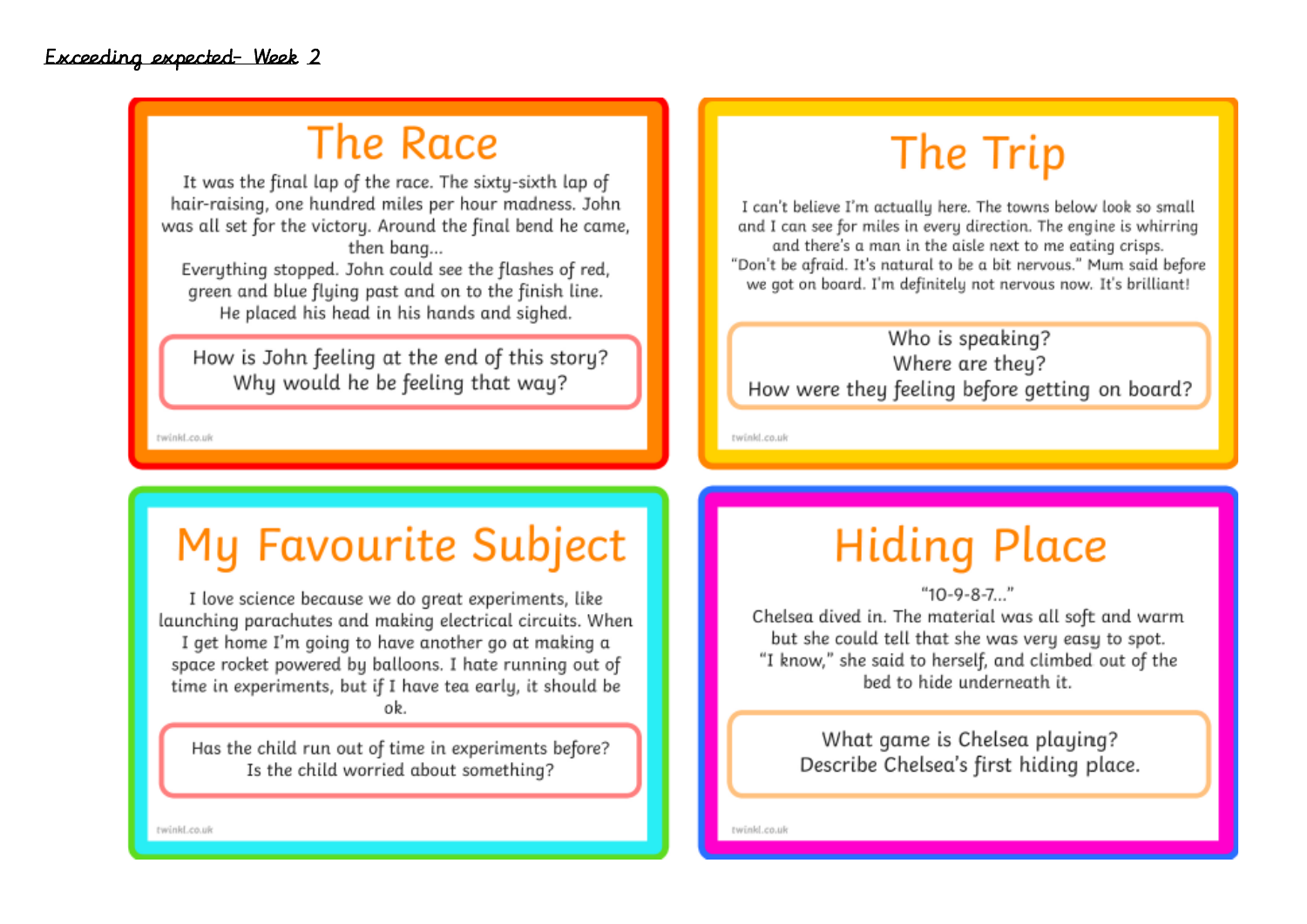<u>Exceeding expected- Week 2</u>

## The Race

It was the final lap of the race. The sixty-sixth lap of hair-raising, one hundred miles per hour madness. John was all set for the victory. Around the final bend he came, then bang…
Everything stopped. John could see the flashes of red, green and blue flying past and on to the finish line.
He placed his head in his hands and sighed.

How is John feeling at the end of this story?
Why would he be feeling that way?

twinkl.co.uk

## The Trip

I can't believe I'm actually here. The towns below look so small and I can see for miles in every direction. The engine is whirring and there's a man in the aisle next to me eating crisps.
"Don't be afraid. It's natural to be a bit nervous." Mum said before we got on board. I'm definitely not nervous now. It's brilliant!

Who is speaking?
Where are they?
How were they feeling before getting on board?

twinkl.co.uk

## My Favourite Subject

I love science because we do great experiments, like launching parachutes and making electrical circuits. When I get home I'm going to have another go at making a space rocket powered by balloons. I hate running out of time in experiments, but if I have tea early, it should be ok.

Has the child run out of time in experiments before?
Is the child worried about something?

twinkl.co.uk

## Hiding Place

"10-9-8-7…"
Chelsea dived in. The material was all soft and warm but she could tell that she was very easy to spot.
"I know," she said to herself, and climbed out of the bed to hide underneath it.

What game is Chelsea playing?
Describe Chelsea's first hiding place.

twinkl.co.uk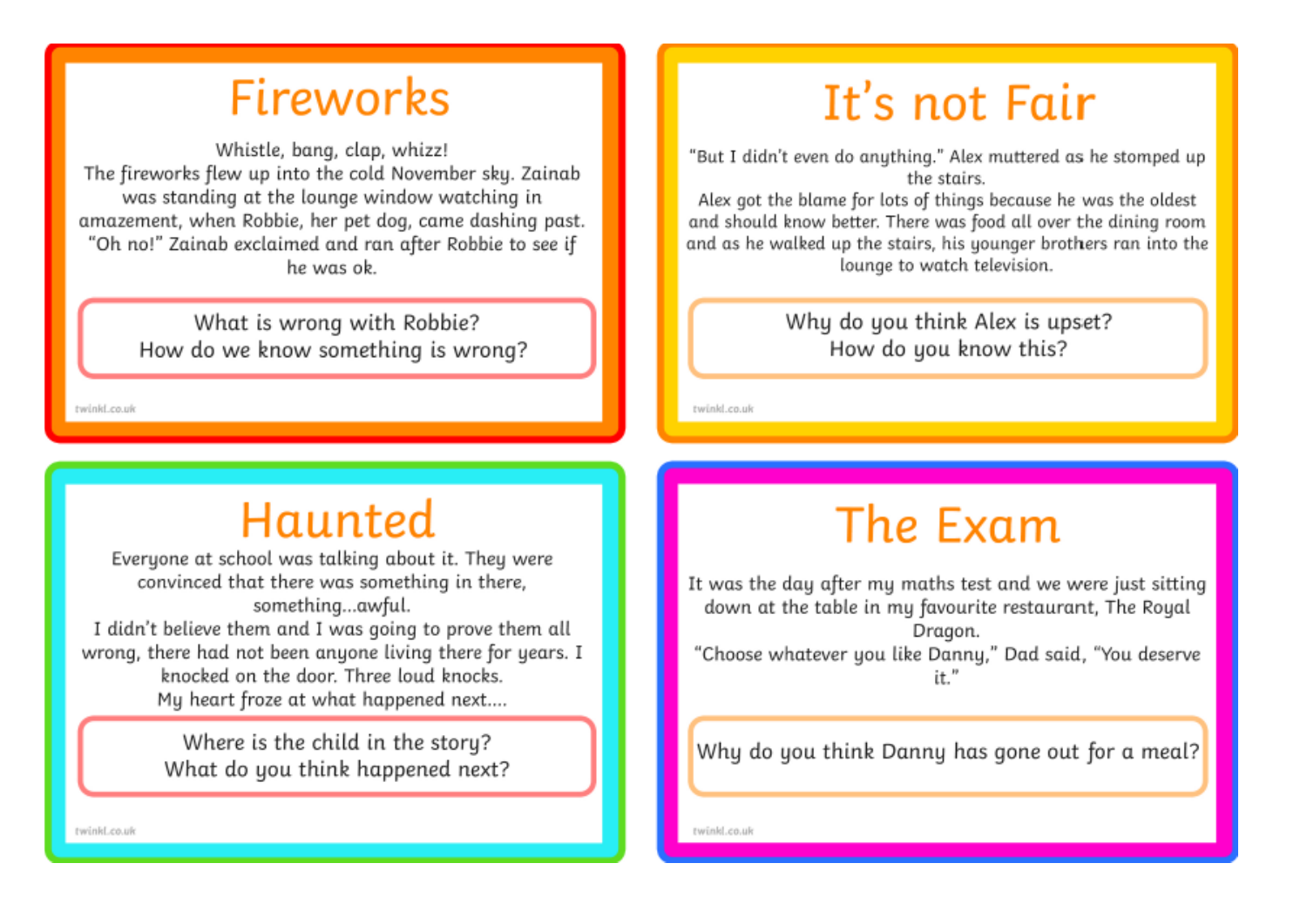## Fireworks

Whistle, bang, clap, whizz!
The fireworks flew up into the cold November sky. Zainab was standing at the lounge window watching in amazement, when Robbie, her pet dog, came dashing past. "Oh no!" Zainab exclaimed and ran after Robbie to see if he was ok.

What is wrong with Robbie?
How do we know something is wrong?

## It's not Fair

"But I didn't even do anything." Alex muttered as he stomped up the stairs.
Alex got the blame for lots of things because he was the oldest and should know better. There was food all over the dining room and as he walked up the stairs, his younger brothers ran into the lounge to watch television.

Why do you think Alex is upset?
How do you know this?

## Haunted

Everyone at school was talking about it. They were convinced that there was something in there, something...awful.
I didn't believe them and I was going to prove them all wrong, there had not been anyone living there for years. I knocked on the door. Three loud knocks.
My heart froze at what happened next....

Where is the child in the story?
What do you think happened next?

## The Exam

It was the day after my maths test and we were just sitting down at the table in my favourite restaurant, The Royal Dragon.
"Choose whatever you like Danny," Dad said, "You deserve it."

Why do you think Danny has gone out for a meal?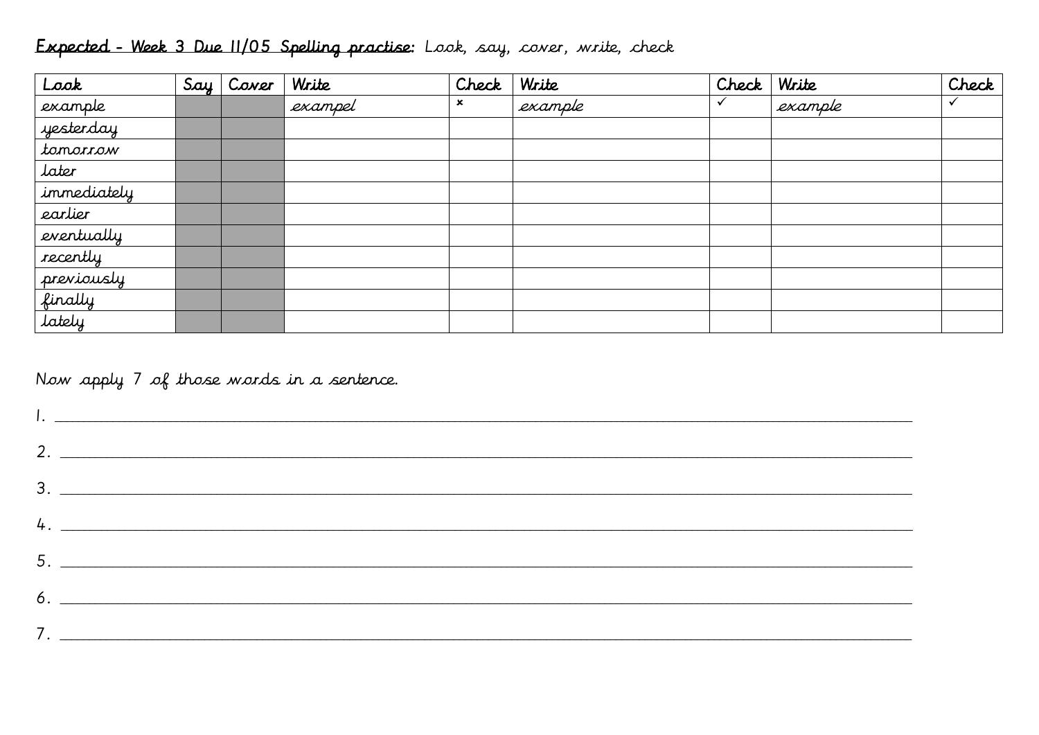**Expected - Week 3 Due 11/05 Spelling practise:** Look, say, cover, write, check

| Look | Say | Cover | Write | Check | Write | Check | Write | Check |
|---|---|---|---|---|---|---|---|---|
| example | | | exampel | × | example | ✓ | example | ✓ |
| yesterday | | | | | | | | |
| tomorrow | | | | | | | | |
| later | | | | | | | | |
| immediately | | | | | | | | |
| earlier | | | | | | | | |
| eventually | | | | | | | | |
| recently | | | | | | | | |
| previously | | | | | | | | |
| finally | | | | | | | | |
| lately | | | | | | | | |

Now apply 7 of those words in a sentence.

1. ______________________________

2. ______________________________

3. ______________________________

4. ______________________________

5. ______________________________

6. ______________________________

7. ______________________________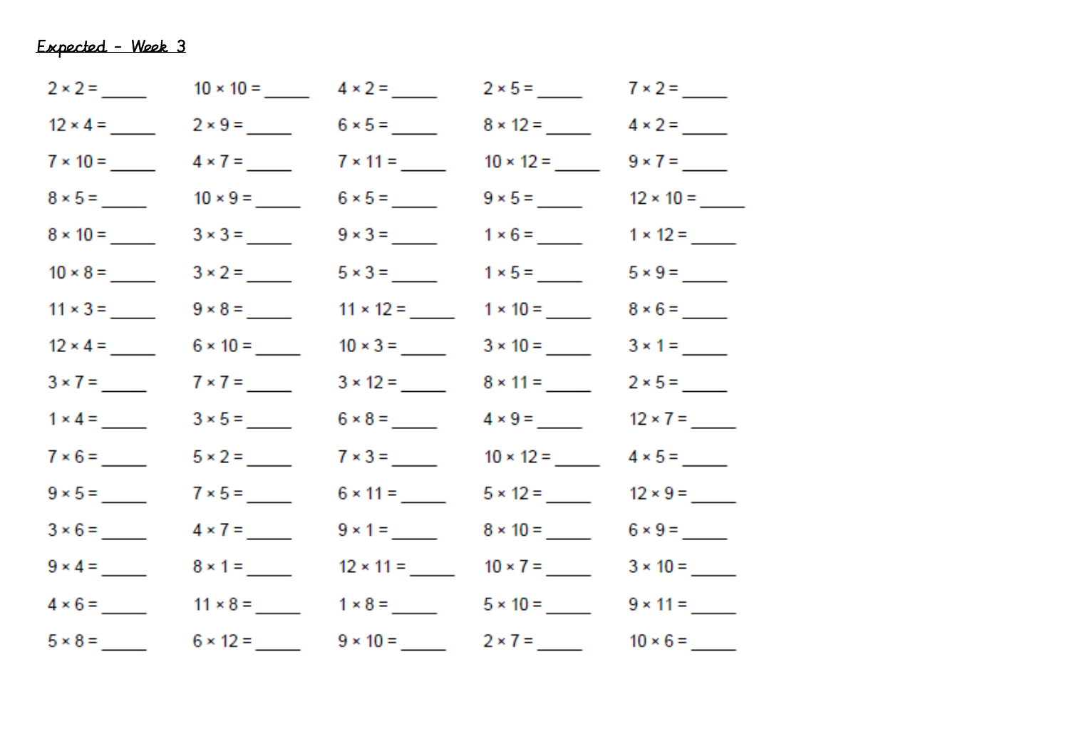*Expected - Week 3*

| | | | | |
|---|---|---|---|---|
| 2 × 2 = _____ | 10 × 10 = _____ | 4 × 2 = _____ | 2 × 5 = _____ | 7 × 2 = _____ |
| 12 × 4 = _____ | 2 × 9 = _____ | 6 × 5 = _____ | 8 × 12 = _____ | 4 × 2 = _____ |
| 7 × 10 = _____ | 4 × 7 = _____ | 7 × 11 = _____ | 10 × 12 = _____ | 9 × 7 = _____ |
| 8 × 5 = _____ | 10 × 9 = _____ | 6 × 5 = _____ | 9 × 5 = _____ | 12 × 10 = _____ |
| 8 × 10 = _____ | 3 × 3 = _____ | 9 × 3 = _____ | 1 × 6 = _____ | 1 × 12 = _____ |
| 10 × 8 = _____ | 3 × 2 = _____ | 5 × 3 = _____ | 1 × 5 = _____ | 5 × 9 = _____ |
| 11 × 3 = _____ | 9 × 8 = _____ | 11 × 12 = _____ | 1 × 10 = _____ | 8 × 6 = _____ |
| 12 × 4 = _____ | 6 × 10 = _____ | 10 × 3 = _____ | 3 × 10 = _____ | 3 × 1 = _____ |
| 3 × 7 = _____ | 7 × 7 = _____ | 3 × 12 = _____ | 8 × 11 = _____ | 2 × 5 = _____ |
| 1 × 4 = _____ | 3 × 5 = _____ | 6 × 8 = _____ | 4 × 9 = _____ | 12 × 7 = _____ |
| 7 × 6 = _____ | 5 × 2 = _____ | 7 × 3 = _____ | 10 × 12 = _____ | 4 × 5 = _____ |
| 9 × 5 = _____ | 7 × 5 = _____ | 6 × 11 = _____ | 5 × 12 = _____ | 12 × 9 = _____ |
| 3 × 6 = _____ | 4 × 7 = _____ | 9 × 1 = _____ | 8 × 10 = _____ | 6 × 9 = _____ |
| 9 × 4 = _____ | 8 × 1 = _____ | 12 × 11 = _____ | 10 × 7 = _____ | 3 × 10 = _____ |
| 4 × 6 = _____ | 11 × 8 = _____ | 1 × 8 = _____ | 5 × 10 = _____ | 9 × 11 = _____ |
| 5 × 8 = _____ | 6 × 12 = _____ | 9 × 10 = _____ | 2 × 7 = _____ | 10 × 6 = _____ |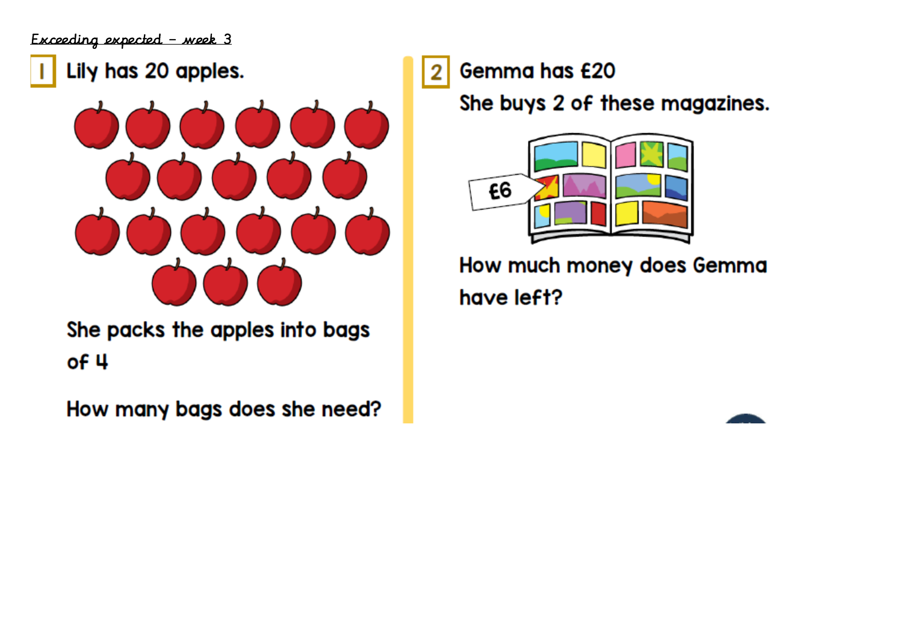*Exceeding expected – week 3*

**1** Lily has 20 apples.

She packs the apples into bags of 4

How many bags does she need?

**2** Gemma has £20

She buys 2 of these magazines.

£6

How much money does Gemma have left?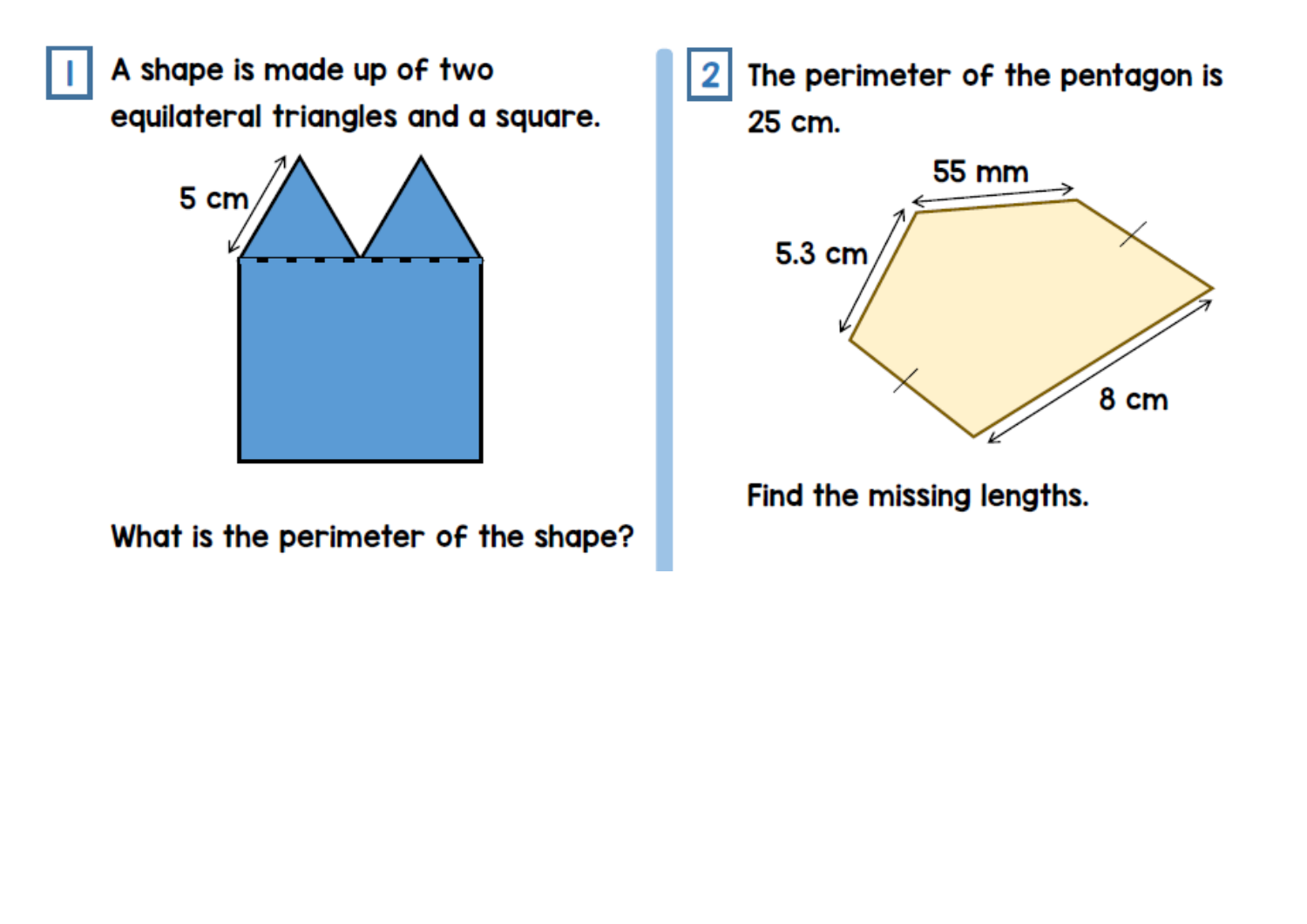**1** A shape is made up of two equilateral triangles and a square.

5 cm

What is the perimeter of the shape?

**2** The perimeter of the pentagon is 25 cm.

55 mm

5.3 cm

8 cm

Find the missing lengths.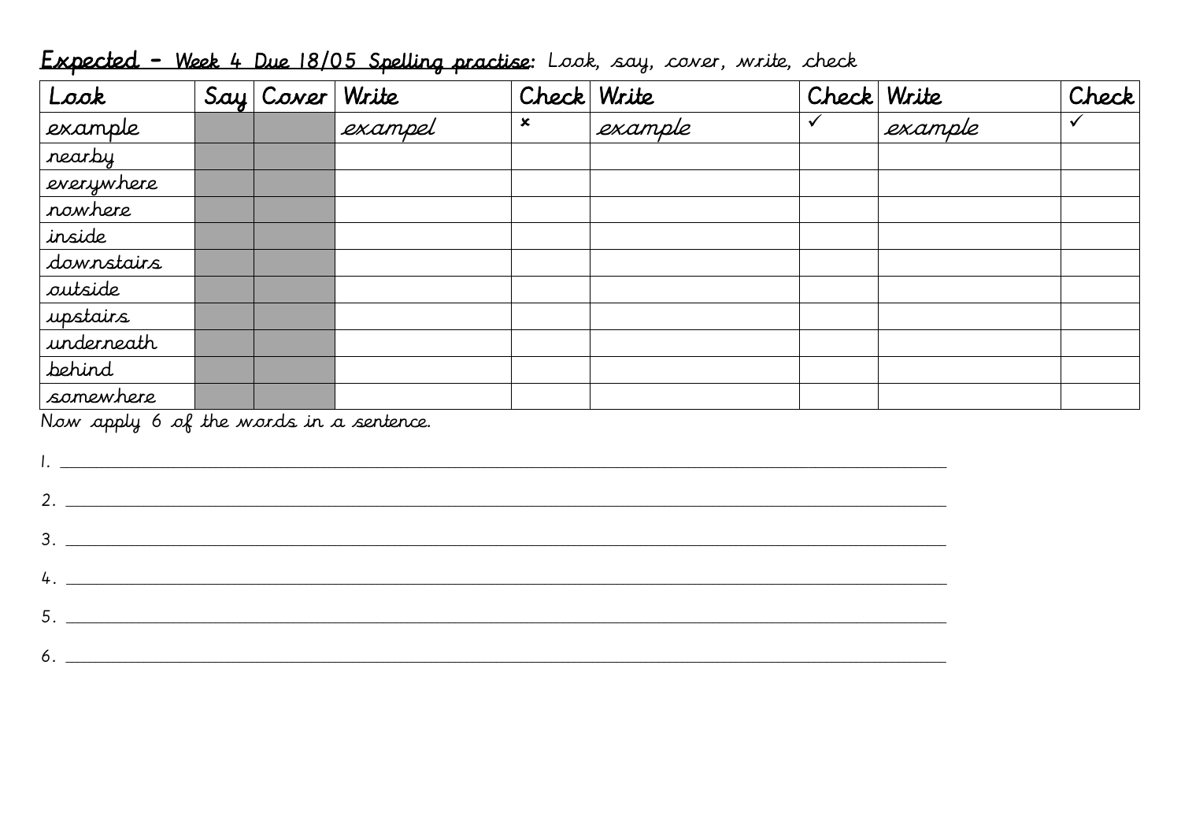**Expected - Week 4 Due 18/05 Spelling practise:** Look, say, cover, write, check

| Look | Say | Cover | Write | Check | Write | Check | Write | Check |
|---|---|---|---|---|---|---|---|---|
| example | | | exampel | ✗ | example | ✓ | example | ✓ |
| nearby | | | | | | | | |
| everywhere | | | | | | | | |
| nowhere | | | | | | | | |
| inside | | | | | | | | |
| downstairs | | | | | | | | |
| outside | | | | | | | | |
| upstairs | | | | | | | | |
| underneath | | | | | | | | |
| behind | | | | | | | | |
| somewhere | | | | | | | | |

Now apply 6 of the words in a sentence.

1. ______________________________________________

2. ______________________________________________

3. ______________________________________________

4. ______________________________________________

5. ______________________________________________

6. ______________________________________________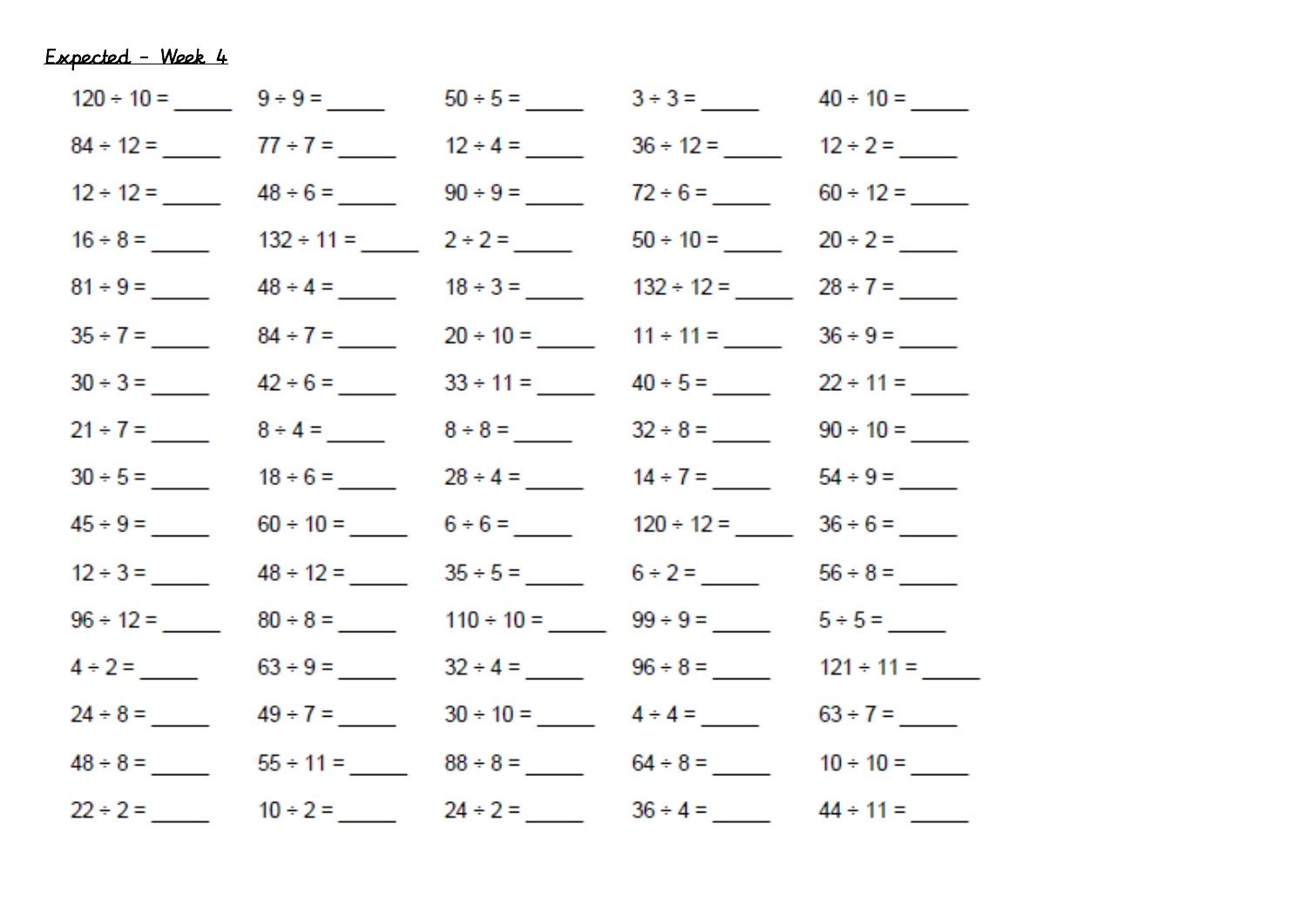Expected - Week 4

| | | | | |
|---|---|---|---|---|
| $120 \div 10 =$ _____ | $9 \div 9 =$ _____ | $50 \div 5 =$ _____ | $3 \div 3 =$ _____ | $40 \div 10 =$ _____ |
| $84 \div 12 =$ _____ | $77 \div 7 =$ _____ | $12 \div 4 =$ _____ | $36 \div 12 =$ _____ | $12 \div 2 =$ _____ |
| $12 \div 12 =$ _____ | $48 \div 6 =$ _____ | $90 \div 9 =$ _____ | $72 \div 6 =$ _____ | $60 \div 12 =$ _____ |
| $16 \div 8 =$ _____ | $132 \div 11 =$ _____ | $2 \div 2 =$ _____ | $50 \div 10 =$ _____ | $20 \div 2 =$ _____ |
| $81 \div 9 =$ _____ | $48 \div 4 =$ _____ | $18 \div 3 =$ _____ | $132 \div 12 =$ _____ | $28 \div 7 =$ _____ |
| $35 \div 7 =$ _____ | $84 \div 7 =$ _____ | $20 \div 10 =$ _____ | $11 \div 11 =$ _____ | $36 \div 9 =$ _____ |
| $30 \div 3 =$ _____ | $42 \div 6 =$ _____ | $33 \div 11 =$ _____ | $40 \div 5 =$ _____ | $22 \div 11 =$ _____ |
| $21 \div 7 =$ _____ | $8 \div 4 =$ _____ | $8 \div 8 =$ _____ | $32 \div 8 =$ _____ | $90 \div 10 =$ _____ |
| $30 \div 5 =$ _____ | $18 \div 6 =$ _____ | $28 \div 4 =$ _____ | $14 \div 7 =$ _____ | $54 \div 9 =$ _____ |
| $45 \div 9 =$ _____ | $60 \div 10 =$ _____ | $6 \div 6 =$ _____ | $120 \div 12 =$ _____ | $36 \div 6 =$ _____ |
| $12 \div 3 =$ _____ | $48 \div 12 =$ _____ | $35 \div 5 =$ _____ | $6 \div 2 =$ _____ | $56 \div 8 =$ _____ |
| $96 \div 12 =$ _____ | $80 \div 8 =$ _____ | $110 \div 10 =$ _____ | $99 \div 9 =$ _____ | $5 \div 5 =$ _____ |
| $4 \div 2 =$ _____ | $63 \div 9 =$ _____ | $32 \div 4 =$ _____ | $96 \div 8 =$ _____ | $121 \div 11 =$ _____ |
| $24 \div 8 =$ _____ | $49 \div 7 =$ _____ | $30 \div 10 =$ _____ | $4 \div 4 =$ _____ | $63 \div 7 =$ _____ |
| $48 \div 8 =$ _____ | $55 \div 11 =$ _____ | $88 \div 8 =$ _____ | $64 \div 8 =$ _____ | $10 \div 10 =$ _____ |
| $22 \div 2 =$ _____ | $10 \div 2 =$ _____ | $24 \div 2 =$ _____ | $36 \div 4 =$ _____ | $44 \div 11 =$ _____ |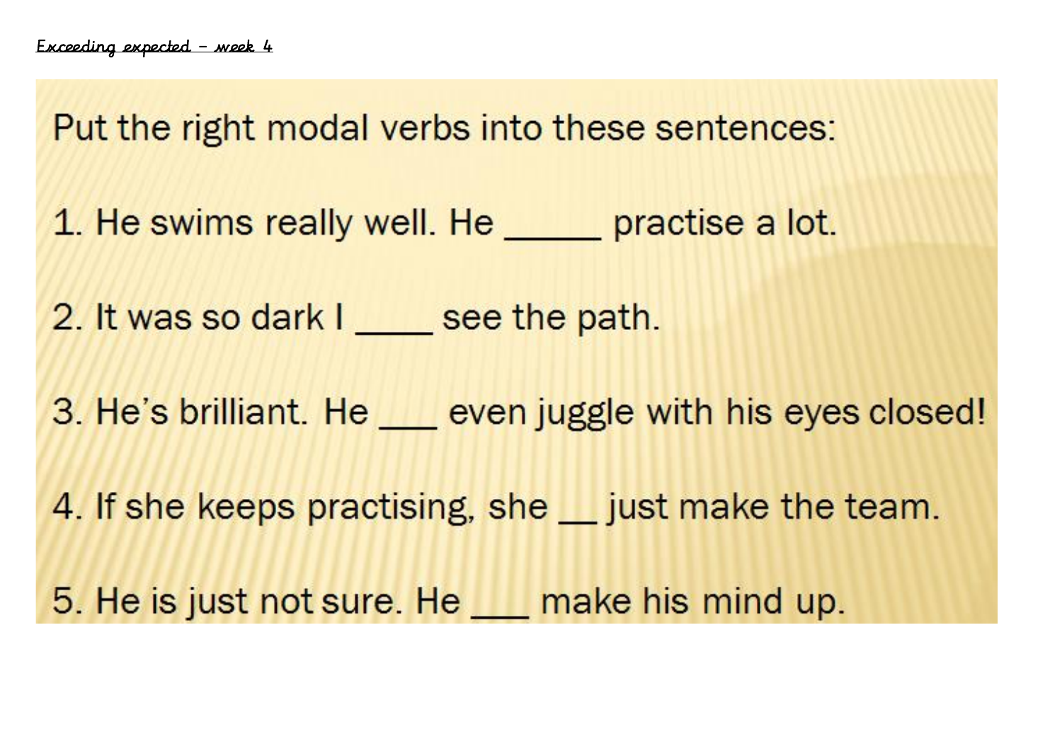Exceeding expected – week 4

Put the right modal verbs into these sentences:

1. He swims really well. He _____ practise a lot.

2. It was so dark I ____ see the path.

3. He's brilliant. He ___ even juggle with his eyes closed!

4. If she keeps practising, she __ just make the team.

5. He is just not sure. He ___ make his mind up.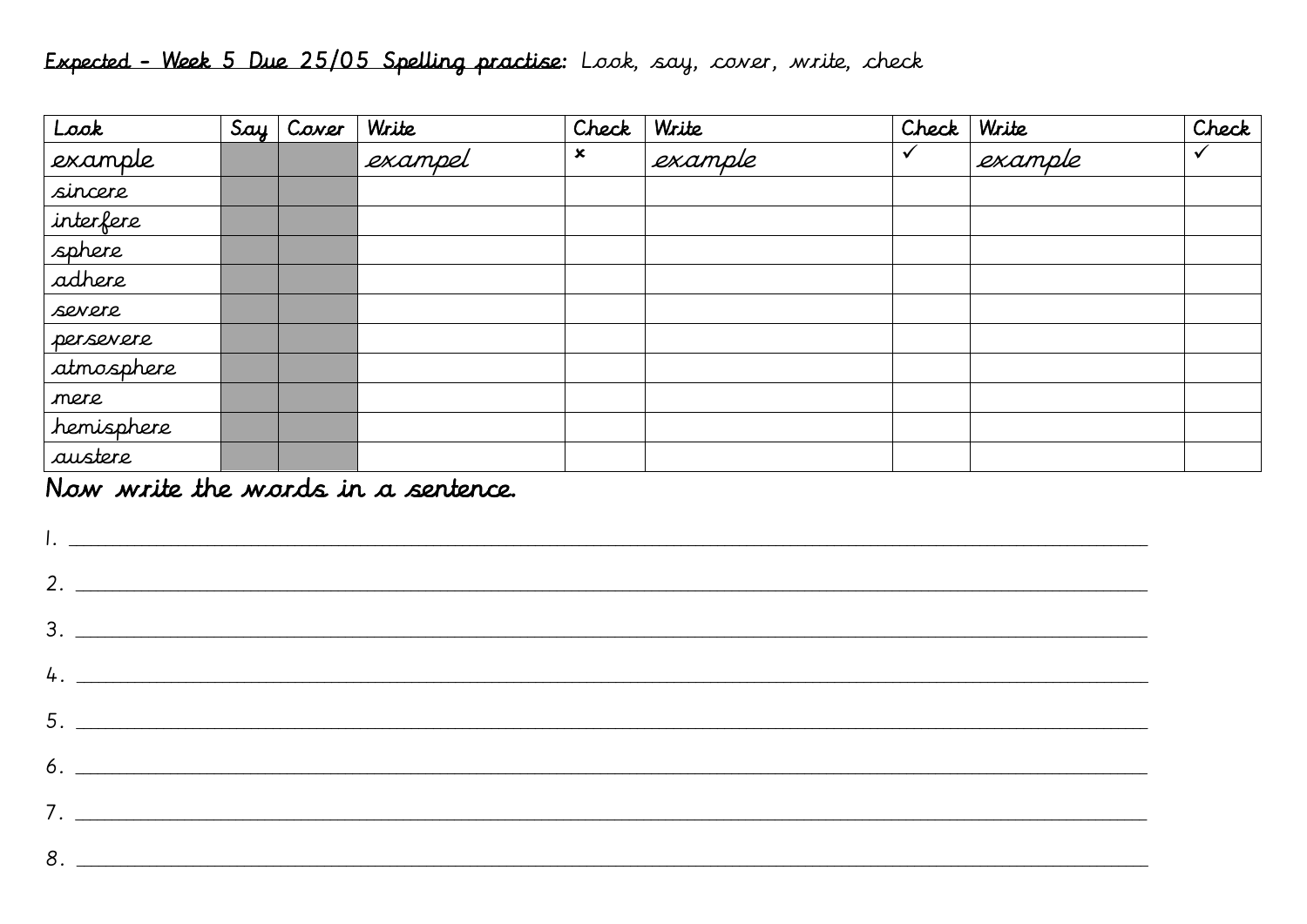**Expected - Week 5 Due 25/05 Spelling practise:** Look, say, cover, write, check

| Look | Say | Cover | Write | Check | Write | Check | Write | Check |
|---|---|---|---|---|---|---|---|---|
| example | | | exampel | × | example | ✓ | example | ✓ |
| sincere | | | | | | | | |
| interfere | | | | | | | | |
| sphere | | | | | | | | |
| adhere | | | | | | | | |
| severe | | | | | | | | |
| persevere | | | | | | | | |
| atmosphere | | | | | | | | |
| mere | | | | | | | | |
| hemisphere | | | | | | | | |
| austere | | | | | | | | |

Now write the words in a sentence.

1. ____________________________________________

2. ____________________________________________

3. ____________________________________________

4. ____________________________________________

5. ____________________________________________

6. ____________________________________________

7. ____________________________________________

8. ____________________________________________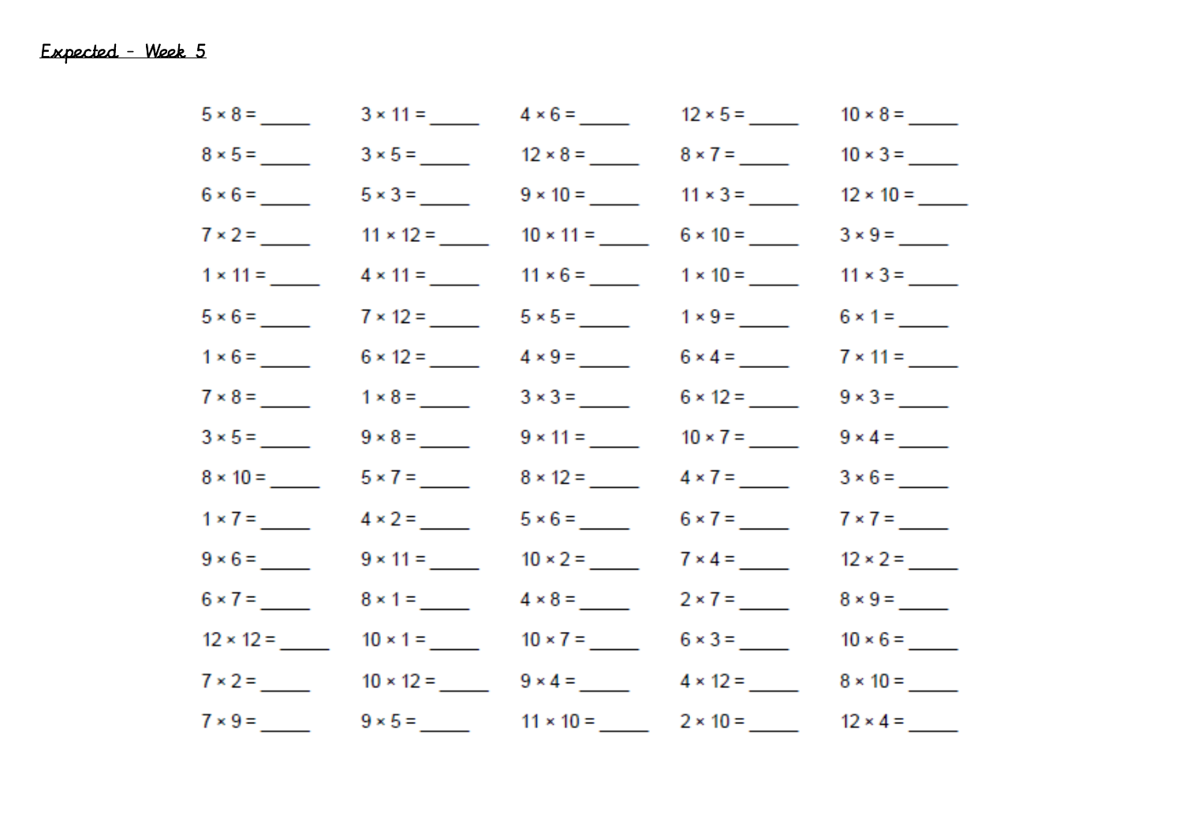Expected – Week 5

| | | | | |
|---|---|---|---|---|
| 5 × 8 = _____ | 3 × 11 = _____ | 4 × 6 = _____ | 12 × 5 = _____ | 10 × 8 = _____ |
| 8 × 5 = _____ | 3 × 5 = _____ | 12 × 8 = _____ | 8 × 7 = _____ | 10 × 3 = _____ |
| 6 × 6 = _____ | 5 × 3 = _____ | 9 × 10 = _____ | 11 × 3 = _____ | 12 × 10 = _____ |
| 7 × 2 = _____ | 11 × 12 = _____ | 10 × 11 = _____ | 6 × 10 = _____ | 3 × 9 = _____ |
| 1 × 11 = _____ | 4 × 11 = _____ | 11 × 6 = _____ | 1 × 10 = _____ | 11 × 3 = _____ |
| 5 × 6 = _____ | 7 × 12 = _____ | 5 × 5 = _____ | 1 × 9 = _____ | 6 × 1 = _____ |
| 1 × 6 = _____ | 6 × 12 = _____ | 4 × 9 = _____ | 6 × 4 = _____ | 7 × 11 = _____ |
| 7 × 8 = _____ | 1 × 8 = _____ | 3 × 3 = _____ | 6 × 12 = _____ | 9 × 3 = _____ |
| 3 × 5 = _____ | 9 × 8 = _____ | 9 × 11 = _____ | 10 × 7 = _____ | 9 × 4 = _____ |
| 8 × 10 = _____ | 5 × 7 = _____ | 8 × 12 = _____ | 4 × 7 = _____ | 3 × 6 = _____ |
| 1 × 7 = _____ | 4 × 2 = _____ | 5 × 6 = _____ | 6 × 7 = _____ | 7 × 7 = _____ |
| 9 × 6 = _____ | 9 × 11 = _____ | 10 × 2 = _____ | 7 × 4 = _____ | 12 × 2 = _____ |
| 6 × 7 = _____ | 8 × 1 = _____ | 4 × 8 = _____ | 2 × 7 = _____ | 8 × 9 = _____ |
| 12 × 12 = _____ | 10 × 1 = _____ | 10 × 7 = _____ | 6 × 3 = _____ | 10 × 6 = _____ |
| 7 × 2 = _____ | 10 × 12 = _____ | 9 × 4 = _____ | 4 × 12 = _____ | 8 × 10 = _____ |
| 7 × 9 = _____ | 9 × 5 = _____ | 11 × 10 = _____ | 2 × 10 = _____ | 12 × 4 = _____ |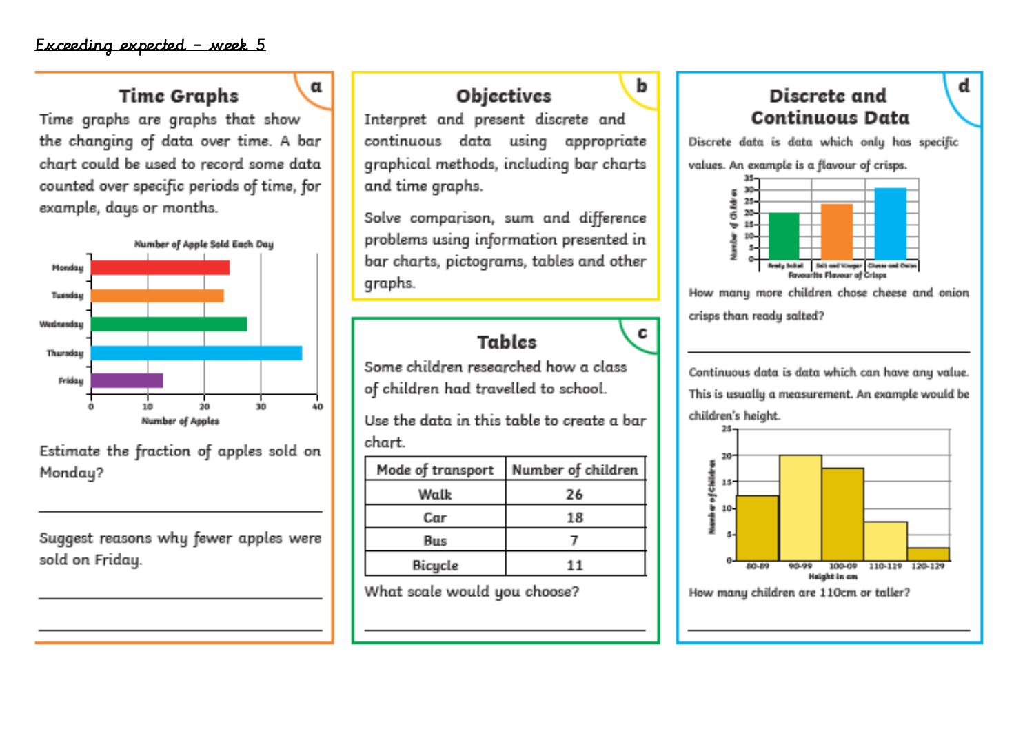Exceeding expected – week 5

## Time Graphs

a

Time graphs are graphs that show the changing of data over time. A bar chart could be used to record some data counted over specific periods of time, for example, days or months.

Number of Apple Sold Each Day

Monday
Tuesday
Wednesday
Thursday
Friday

0 10 20 30 40

Number of Apples

Estimate the fraction of apples sold on Monday?

Suggest reasons why fewer apples were sold on Friday.

## Objectives

b

Interpret and present discrete and continuous data using appropriate graphical methods, including bar charts and time graphs.

Solve comparison, sum and difference problems using information presented in bar charts, pictograms, tables and other graphs.

## Tables

c

Some children researched how a class of children had travelled to school.

Use the data in this table to create a bar chart.

| Mode of transport | Number of children |
| --- | --- |
| Walk | 26 |
| Car | 18 |
| Bus | 7 |
| Bicycle | 11 |

What scale would you choose?

## Discrete and Continuous Data

d

Discrete data is data which only has specific values. An example is a flavour of crisps.

Number of Children

0 5 10 15 20 25 30 35

Ready Salted
Salt and Vinegar
Cheese and Onion

Favourite Flavour of Crisps

How many more children chose cheese and onion crisps than ready salted?

Continuous data is data which can have any value. This is usually a measurement. An example would be children's height.

Number of Children

0 5 10 15 20 25

80-89 90-99 100-09 110-119 120-129

Height in cm

How many children are 110cm or taller?